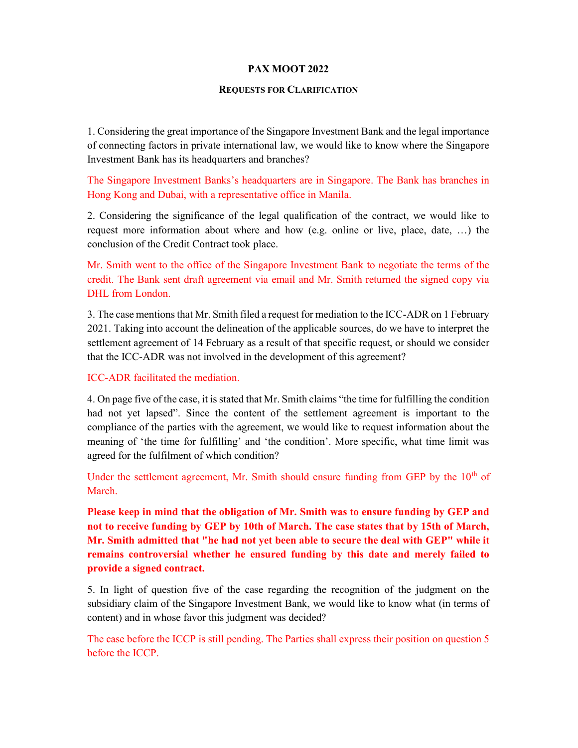**PAX MOOT 2022**

**REQUESTS FOR CLARIFICATION**

1. Considering the great importance of the Singapore Investment Bank and the legal importance of connecting factors in private international law, we would like to know where the Singapore Investment Bank has its headquarters and branches?

The Singapore Investment Banks's headquarters are in Singapore. The Bank has branches in Hong Kong and Dubai, with a representative office in Manila.

2. Considering the significance of the legal qualification of the contract, we would like to request more information about where and how (e.g. online or live, place, date, …) the conclusion of the Credit Contract took place.

Mr. Smith went to the office of the Singapore Investment Bank to negotiate the terms of the credit. The Bank sent draft agreement via email and Mr. Smith returned the signed copy via DHL from London.

3. The case mentions that Mr. Smith filed a request for mediation to the ICC-ADR on 1 February 2021. Taking into account the delineation of the applicable sources, do we have to interpret the settlement agreement of 14 February as a result of that specific request, or should we consider that the ICC-ADR was not involved in the development of this agreement?

ICC-ADR facilitated the mediation.

4. On page five of the case, it is stated that Mr. Smith claims "the time for fulfilling the condition had not yet lapsed". Since the content of the settlement agreement is important to the compliance of the parties with the agreement, we would like to request information about the meaning of 'the time for fulfilling' and 'the condition'. More specific, what time limit was agreed for the fulfilment of which condition?

Under the settlement agreement, Mr. Smith should ensure funding from GEP by the 10th of March.

**Please keep in mind that the obligation of Mr. Smith was to ensure funding by GEP and not to receive funding by GEP by 10th of March. The case states that by 15th of March, Mr. Smith admitted that "he had not yet been able to secure the deal with GEP" while it remains controversial whether he ensured funding by this date and merely failed to provide a signed contract.**

5. In light of question five of the case regarding the recognition of the judgment on the subsidiary claim of the Singapore Investment Bank, we would like to know what (in terms of content) and in whose favor this judgment was decided?

The case before the ICCP is still pending. The Parties shall express their position on question 5 before the ICCP.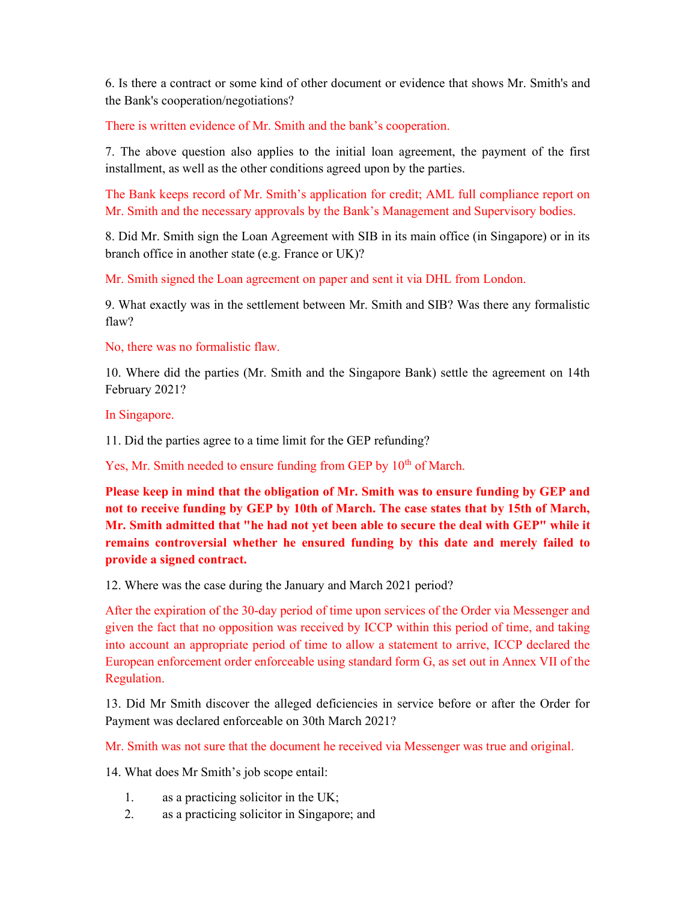6. Is there a contract or some kind of other document or evidence that shows Mr. Smith's and the Bank's cooperation/negotiations?

There is written evidence of Mr. Smith and the bank's cooperation.

7. The above question also applies to the initial loan agreement, the payment of the first installment, as well as the other conditions agreed upon by the parties.

The Bank keeps record of Mr. Smith's application for credit; AML full compliance report on Mr. Smith and the necessary approvals by the Bank's Management and Supervisory bodies.

8. Did Mr. Smith sign the Loan Agreement with SIB in its main office (in Singapore) or in its branch office in another state (e.g. France or UK)?

Mr. Smith signed the Loan agreement on paper and sent it via DHL from London.

9. What exactly was in the settlement between Mr. Smith and SIB? Was there any formalistic flaw?

No, there was no formalistic flaw.

10. Where did the parties (Mr. Smith and the Singapore Bank) settle the agreement on 14th February 2021?

In Singapore.

11. Did the parties agree to a time limit for the GEP refunding?

Yes, Mr. Smith needed to ensure funding from GEP by 10th of March.

**Please keep in mind that the obligation of Mr. Smith was to ensure funding by GEP and not to receive funding by GEP by 10th of March. The case states that by 15th of March, Mr. Smith admitted that "he had not yet been able to secure the deal with GEP" while it remains controversial whether he ensured funding by this date and merely failed to provide a signed contract.**

12. Where was the case during the January and March 2021 period?

After the expiration of the 30-day period of time upon services of the Order via Messenger and given the fact that no opposition was received by ICCP within this period of time, and taking into account an appropriate period of time to allow a statement to arrive, ICCP declared the European enforcement order enforceable using standard form G, as set out in Annex VII of the Regulation.

13. Did Mr Smith discover the alleged deficiencies in service before or after the Order for Payment was declared enforceable on 30th March 2021?

Mr. Smith was not sure that the document he received via Messenger was true and original.

14. What does Mr Smith's job scope entail:

1. as a practicing solicitor in the UK;
2. as a practicing solicitor in Singapore; and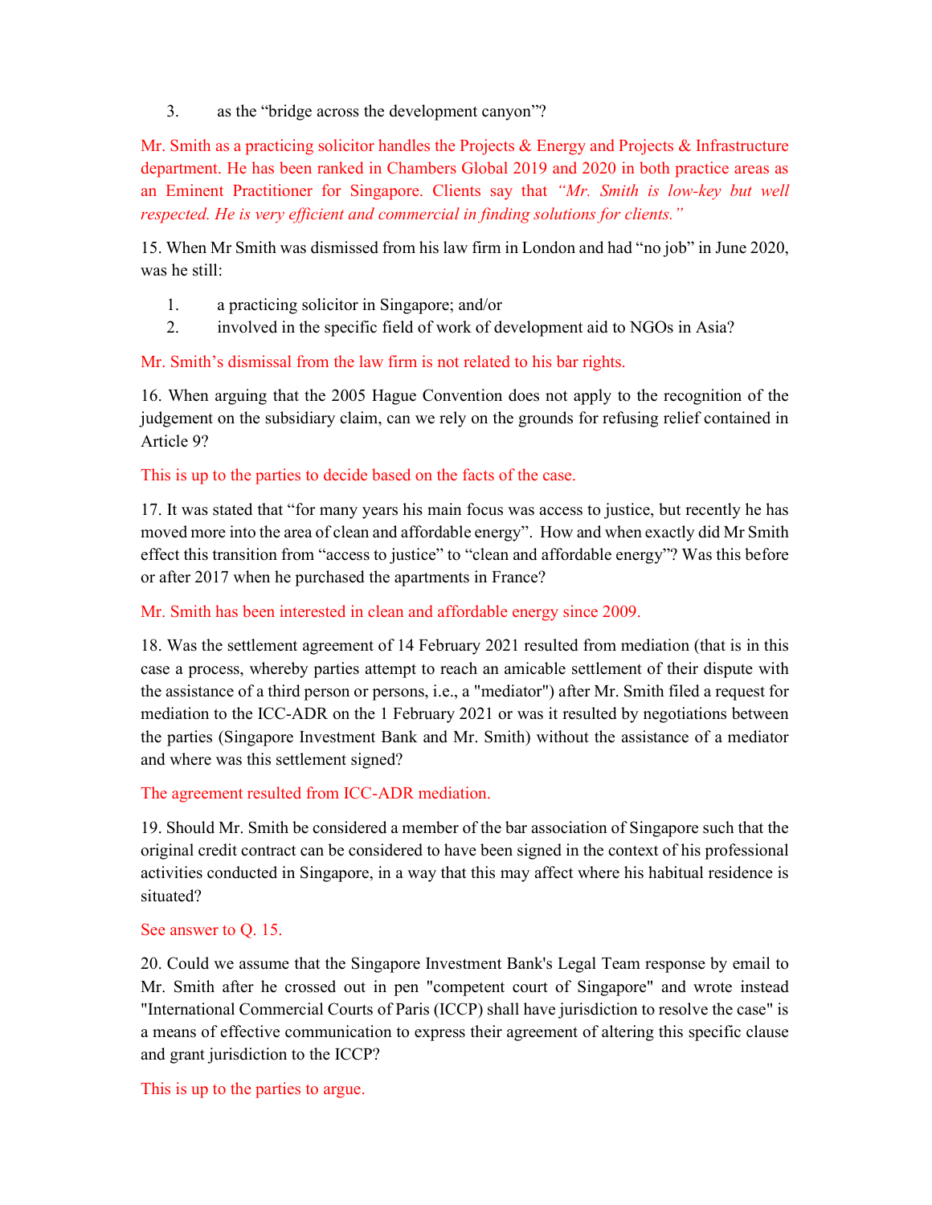3. as the "bridge across the development canyon"?

Mr. Smith as a practicing solicitor handles the Projects & Energy and Projects & Infrastructure department. He has been ranked in Chambers Global 2019 and 2020 in both practice areas as an Eminent Practitioner for Singapore. Clients say that *"Mr. Smith is low-key but well respected. He is very efficient and commercial in finding solutions for clients."*

15. When Mr Smith was dismissed from his law firm in London and had "no job" in June 2020, was he still:

1. a practicing solicitor in Singapore; and/or
2. involved in the specific field of work of development aid to NGOs in Asia?

Mr. Smith's dismissal from the law firm is not related to his bar rights.

16. When arguing that the 2005 Hague Convention does not apply to the recognition of the judgement on the subsidiary claim, can we rely on the grounds for refusing relief contained in Article 9?

This is up to the parties to decide based on the facts of the case.

17. It was stated that "for many years his main focus was access to justice, but recently he has moved more into the area of clean and affordable energy". How and when exactly did Mr Smith effect this transition from "access to justice" to "clean and affordable energy"? Was this before or after 2017 when he purchased the apartments in France?

Mr. Smith has been interested in clean and affordable energy since 2009.

18. Was the settlement agreement of 14 February 2021 resulted from mediation (that is in this case a process, whereby parties attempt to reach an amicable settlement of their dispute with the assistance of a third person or persons, i.e., a "mediator") after Mr. Smith filed a request for mediation to the ICC-ADR on the 1 February 2021 or was it resulted by negotiations between the parties (Singapore Investment Bank and Mr. Smith) without the assistance of a mediator and where was this settlement signed?

The agreement resulted from ICC-ADR mediation.

19. Should Mr. Smith be considered a member of the bar association of Singapore such that the original credit contract can be considered to have been signed in the context of his professional activities conducted in Singapore, in a way that this may affect where his habitual residence is situated?

See answer to Q. 15.

20. Could we assume that the Singapore Investment Bank's Legal Team response by email to Mr. Smith after he crossed out in pen "competent court of Singapore" and wrote instead "International Commercial Courts of Paris (ICCP) shall have jurisdiction to resolve the case" is a means of effective communication to express their agreement of altering this specific clause and grant jurisdiction to the ICCP?

This is up to the parties to argue.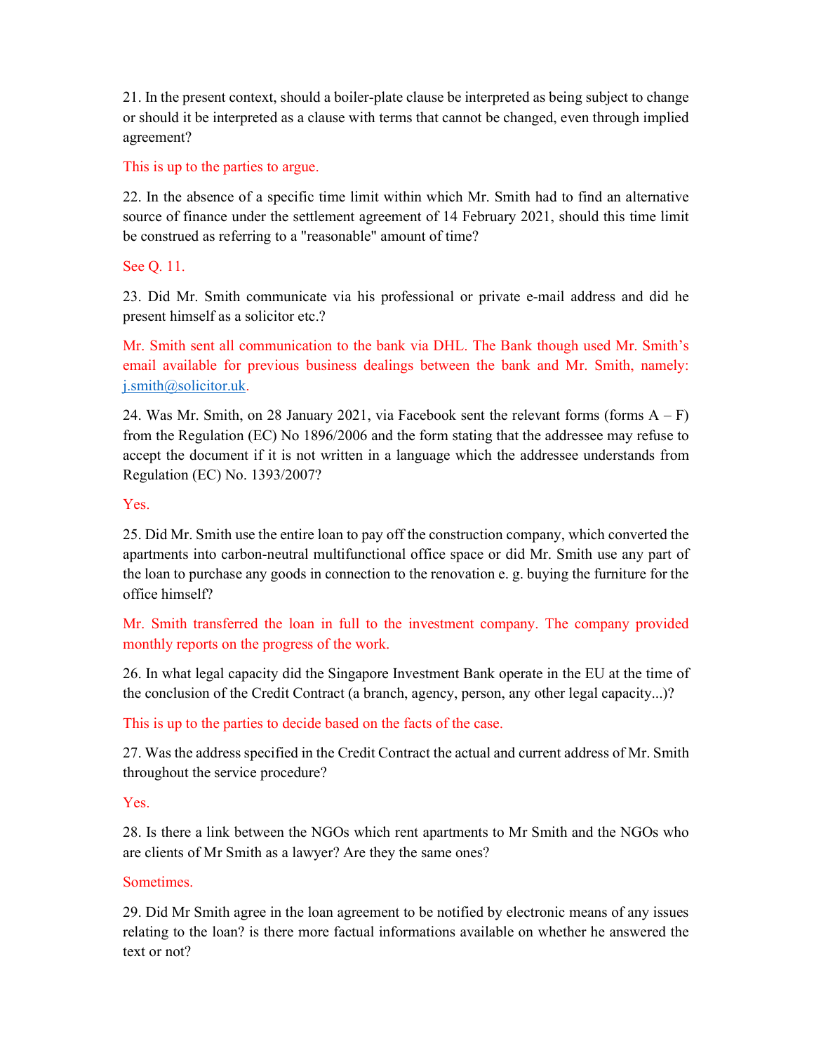21. In the present context, should a boiler-plate clause be interpreted as being subject to change or should it be interpreted as a clause with terms that cannot be changed, even through implied agreement?

This is up to the parties to argue.

22. In the absence of a specific time limit within which Mr. Smith had to find an alternative source of finance under the settlement agreement of 14 February 2021, should this time limit be construed as referring to a "reasonable" amount of time?

See Q. 11.

23. Did Mr. Smith communicate via his professional or private e-mail address and did he present himself as a solicitor etc.?

Mr. Smith sent all communication to the bank via DHL. The Bank though used Mr. Smith's email available for previous business dealings between the bank and Mr. Smith, namely: j.smith@solicitor.uk.

24. Was Mr. Smith, on 28 January 2021, via Facebook sent the relevant forms (forms A – F) from the Regulation (EC) No 1896/2006 and the form stating that the addressee may refuse to accept the document if it is not written in a language which the addressee understands from Regulation (EC) No. 1393/2007?

Yes.

25. Did Mr. Smith use the entire loan to pay off the construction company, which converted the apartments into carbon-neutral multifunctional office space or did Mr. Smith use any part of the loan to purchase any goods in connection to the renovation e. g. buying the furniture for the office himself?

Mr. Smith transferred the loan in full to the investment company. The company provided monthly reports on the progress of the work.

26. In what legal capacity did the Singapore Investment Bank operate in the EU at the time of the conclusion of the Credit Contract (a branch, agency, person, any other legal capacity...)?

This is up to the parties to decide based on the facts of the case.

27. Was the address specified in the Credit Contract the actual and current address of Mr. Smith throughout the service procedure?

Yes.

28. Is there a link between the NGOs which rent apartments to Mr Smith and the NGOs who are clients of Mr Smith as a lawyer? Are they the same ones?

Sometimes.

29. Did Mr Smith agree in the loan agreement to be notified by electronic means of any issues relating to the loan? is there more factual informations available on whether he answered the text or not?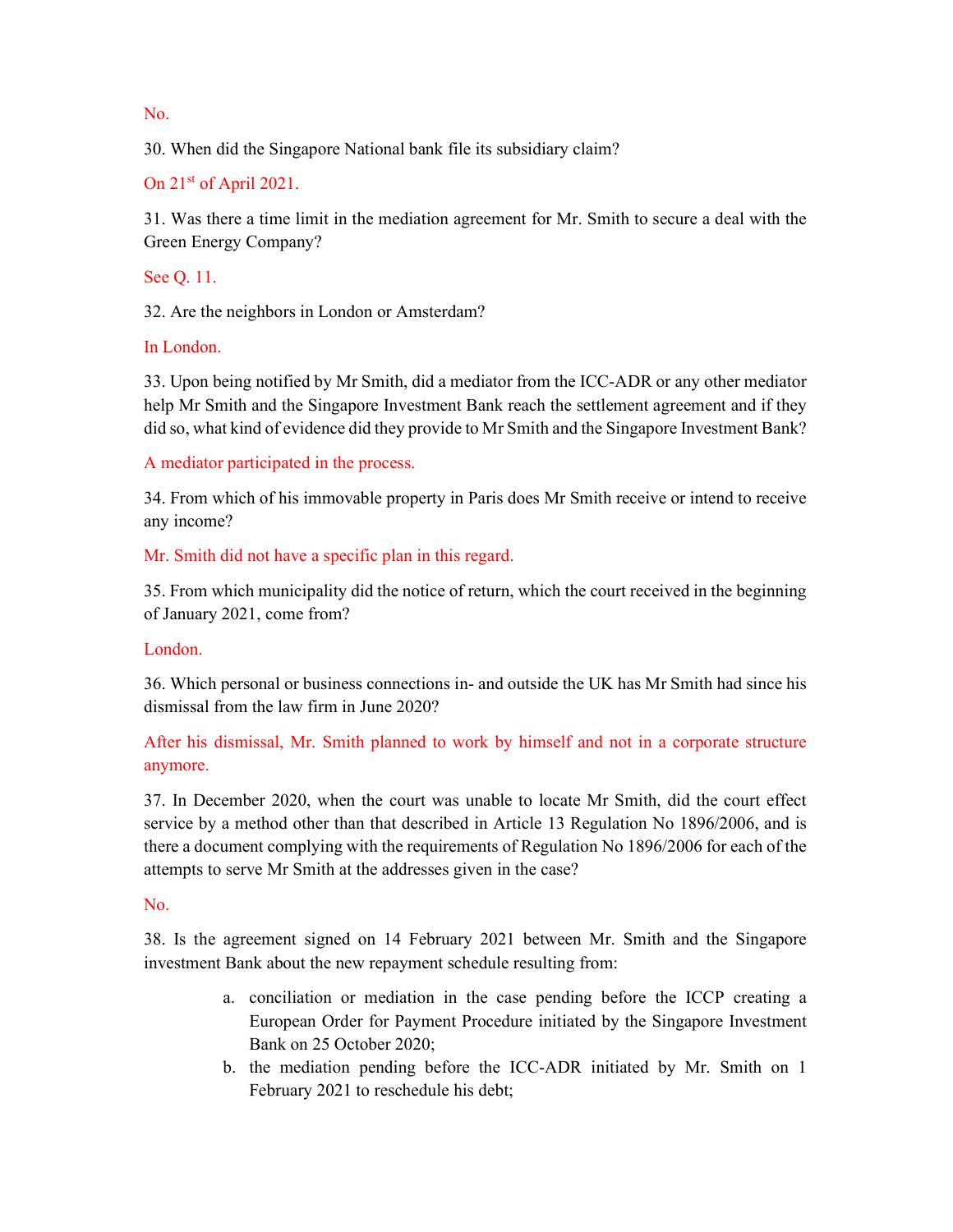No.

30. When did the Singapore National bank file its subsidiary claim?

On 21st of April 2021.

31. Was there a time limit in the mediation agreement for Mr. Smith to secure a deal with the Green Energy Company?

See Q. 11.

32. Are the neighbors in London or Amsterdam?

In London.

33. Upon being notified by Mr Smith, did a mediator from the ICC-ADR or any other mediator help Mr Smith and the Singapore Investment Bank reach the settlement agreement and if they did so, what kind of evidence did they provide to Mr Smith and the Singapore Investment Bank?

A mediator participated in the process.

34. From which of his immovable property in Paris does Mr Smith receive or intend to receive any income?

Mr. Smith did not have a specific plan in this regard.

35. From which municipality did the notice of return, which the court received in the beginning of January 2021, come from?

London.

36. Which personal or business connections in- and outside the UK has Mr Smith had since his dismissal from the law firm in June 2020?

After his dismissal, Mr. Smith planned to work by himself and not in a corporate structure anymore.

37. In December 2020, when the court was unable to locate Mr Smith, did the court effect service by a method other than that described in Article 13 Regulation No 1896/2006, and is there a document complying with the requirements of Regulation No 1896/2006 for each of the attempts to serve Mr Smith at the addresses given in the case?

No.

38. Is the agreement signed on 14 February 2021 between Mr. Smith and the Singapore investment Bank about the new repayment schedule resulting from:

a. conciliation or mediation in the case pending before the ICCP creating a European Order for Payment Procedure initiated by the Singapore Investment Bank on 25 October 2020;
b. the mediation pending before the ICC-ADR initiated by Mr. Smith on 1 February 2021 to reschedule his debt;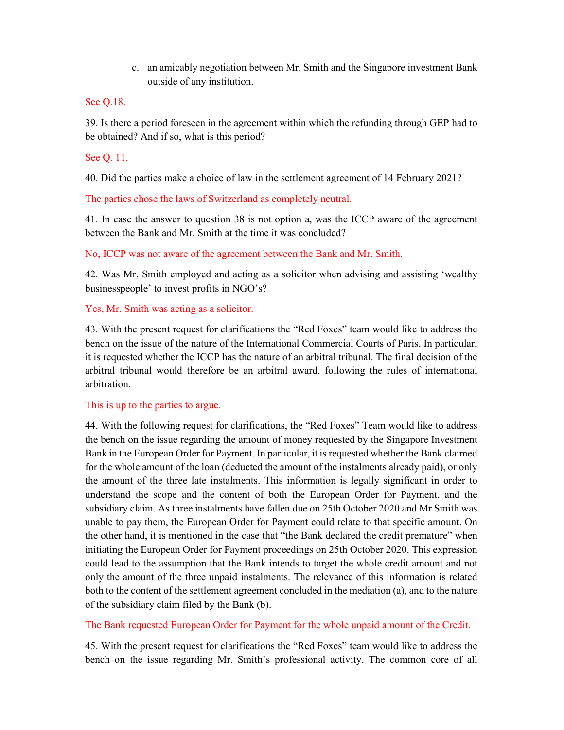c. an amicably negotiation between Mr. Smith and the Singapore investment Bank outside of any institution.

See Q.18.

39. Is there a period foreseen in the agreement within which the refunding through GEP had to be obtained? And if so, what is this period?

See Q. 11.

40. Did the parties make a choice of law in the settlement agreement of 14 February 2021?

The parties chose the laws of Switzerland as completely neutral.

41. In case the answer to question 38 is not option a, was the ICCP aware of the agreement between the Bank and Mr. Smith at the time it was concluded?

No, ICCP was not aware of the agreement between the Bank and Mr. Smith.

42. Was Mr. Smith employed and acting as a solicitor when advising and assisting 'wealthy businesspeople' to invest profits in NGO's?

Yes, Mr. Smith was acting as a solicitor.

43. With the present request for clarifications the "Red Foxes" team would like to address the bench on the issue of the nature of the International Commercial Courts of Paris. In particular, it is requested whether the ICCP has the nature of an arbitral tribunal. The final decision of the arbitral tribunal would therefore be an arbitral award, following the rules of international arbitration.

This is up to the parties to argue.

44. With the following request for clarifications, the "Red Foxes" Team would like to address the bench on the issue regarding the amount of money requested by the Singapore Investment Bank in the European Order for Payment. In particular, it is requested whether the Bank claimed for the whole amount of the loan (deducted the amount of the instalments already paid), or only the amount of the three late instalments. This information is legally significant in order to understand the scope and the content of both the European Order for Payment, and the subsidiary claim. As three instalments have fallen due on 25th October 2020 and Mr Smith was unable to pay them, the European Order for Payment could relate to that specific amount. On the other hand, it is mentioned in the case that "the Bank declared the credit premature" when initiating the European Order for Payment proceedings on 25th October 2020. This expression could lead to the assumption that the Bank intends to target the whole credit amount and not only the amount of the three unpaid instalments. The relevance of this information is related both to the content of the settlement agreement concluded in the mediation (a), and to the nature of the subsidiary claim filed by the Bank (b).

The Bank requested European Order for Payment for the whole unpaid amount of the Credit.

45. With the present request for clarifications the "Red Foxes" team would like to address the bench on the issue regarding Mr. Smith's professional activity. The common core of all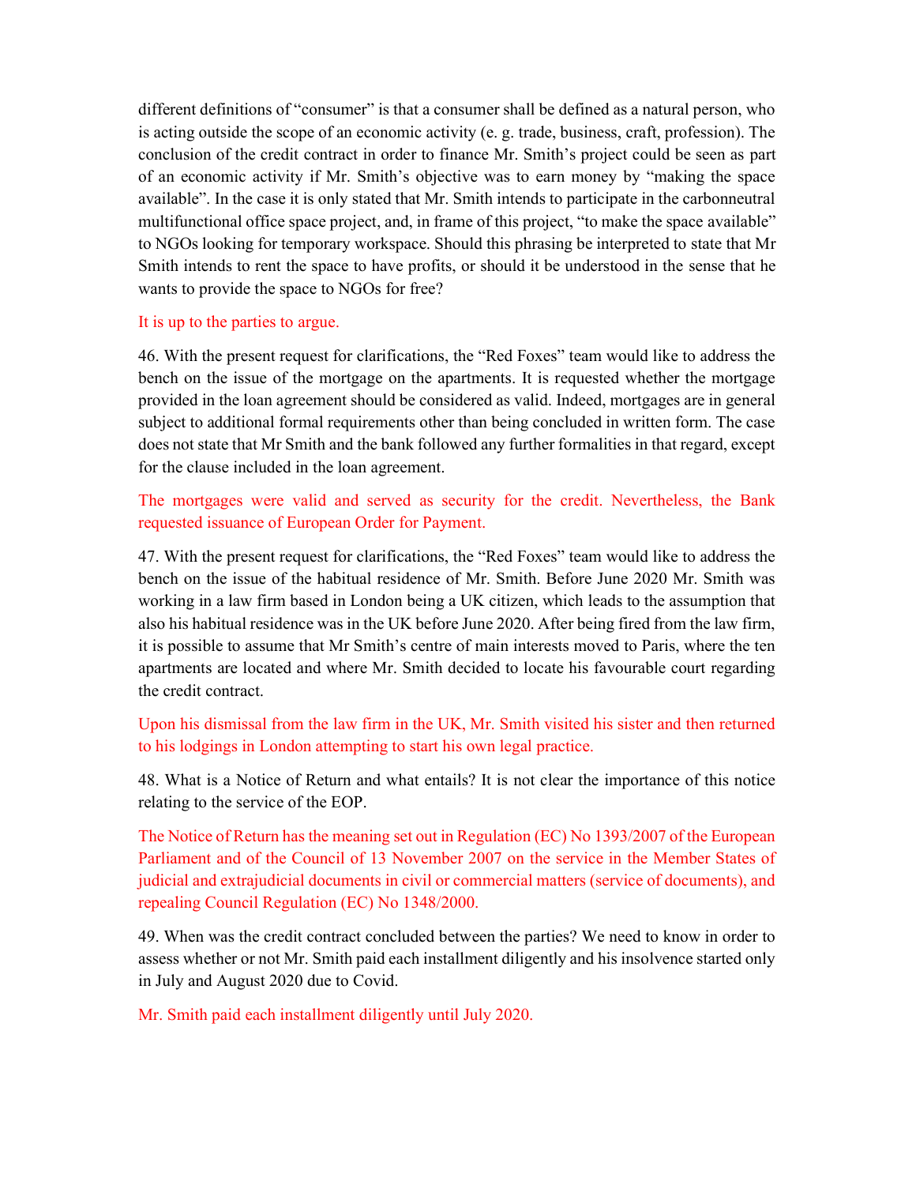different definitions of "consumer" is that a consumer shall be defined as a natural person, who is acting outside the scope of an economic activity (e. g. trade, business, craft, profession). The conclusion of the credit contract in order to finance Mr. Smith's project could be seen as part of an economic activity if Mr. Smith's objective was to earn money by "making the space available". In the case it is only stated that Mr. Smith intends to participate in the carbonneutral multifunctional office space project, and, in frame of this project, "to make the space available" to NGOs looking for temporary workspace. Should this phrasing be interpreted to state that Mr Smith intends to rent the space to have profits, or should it be understood in the sense that he wants to provide the space to NGOs for free?

It is up to the parties to argue.

46. With the present request for clarifications, the "Red Foxes" team would like to address the bench on the issue of the mortgage on the apartments. It is requested whether the mortgage provided in the loan agreement should be considered as valid. Indeed, mortgages are in general subject to additional formal requirements other than being concluded in written form. The case does not state that Mr Smith and the bank followed any further formalities in that regard, except for the clause included in the loan agreement.

The mortgages were valid and served as security for the credit. Nevertheless, the Bank requested issuance of European Order for Payment.

47. With the present request for clarifications, the "Red Foxes" team would like to address the bench on the issue of the habitual residence of Mr. Smith. Before June 2020 Mr. Smith was working in a law firm based in London being a UK citizen, which leads to the assumption that also his habitual residence was in the UK before June 2020. After being fired from the law firm, it is possible to assume that Mr Smith's centre of main interests moved to Paris, where the ten apartments are located and where Mr. Smith decided to locate his favourable court regarding the credit contract.

Upon his dismissal from the law firm in the UK, Mr. Smith visited his sister and then returned to his lodgings in London attempting to start his own legal practice.

48. What is a Notice of Return and what entails? It is not clear the importance of this notice relating to the service of the EOP.

The Notice of Return has the meaning set out in Regulation (EC) No 1393/2007 of the European Parliament and of the Council of 13 November 2007 on the service in the Member States of judicial and extrajudicial documents in civil or commercial matters (service of documents), and repealing Council Regulation (EC) No 1348/2000.

49. When was the credit contract concluded between the parties? We need to know in order to assess whether or not Mr. Smith paid each installment diligently and his insolvence started only in July and August 2020 due to Covid.

Mr. Smith paid each installment diligently until July 2020.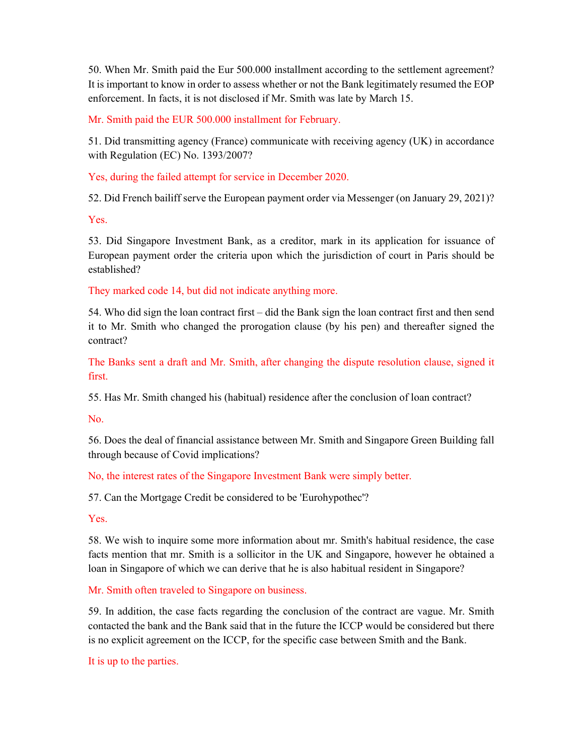50. When Mr. Smith paid the Eur 500.000 installment according to the settlement agreement? It is important to know in order to assess whether or not the Bank legitimately resumed the EOP enforcement. In facts, it is not disclosed if Mr. Smith was late by March 15.

Mr. Smith paid the EUR 500.000 installment for February.

51. Did transmitting agency (France) communicate with receiving agency (UK) in accordance with Regulation (EC) No. 1393/2007?

Yes, during the failed attempt for service in December 2020.

52. Did French bailiff serve the European payment order via Messenger (on January 29, 2021)?

Yes.

53. Did Singapore Investment Bank, as a creditor, mark in its application for issuance of European payment order the criteria upon which the jurisdiction of court in Paris should be established?

They marked code 14, but did not indicate anything more.

54. Who did sign the loan contract first – did the Bank sign the loan contract first and then send it to Mr. Smith who changed the prorogation clause (by his pen) and thereafter signed the contract?

The Banks sent a draft and Mr. Smith, after changing the dispute resolution clause, signed it first.

55. Has Mr. Smith changed his (habitual) residence after the conclusion of loan contract?

No.

56. Does the deal of financial assistance between Mr. Smith and Singapore Green Building fall through because of Covid implications?

No, the interest rates of the Singapore Investment Bank were simply better.

57. Can the Mortgage Credit be considered to be 'Eurohypothec'?

Yes.

58. We wish to inquire some more information about mr. Smith's habitual residence, the case facts mention that mr. Smith is a sollicitor in the UK and Singapore, however he obtained a loan in Singapore of which we can derive that he is also habitual resident in Singapore?

Mr. Smith often traveled to Singapore on business.

59. In addition, the case facts regarding the conclusion of the contract are vague. Mr. Smith contacted the bank and the Bank said that in the future the ICCP would be considered but there is no explicit agreement on the ICCP, for the specific case between Smith and the Bank.

It is up to the parties.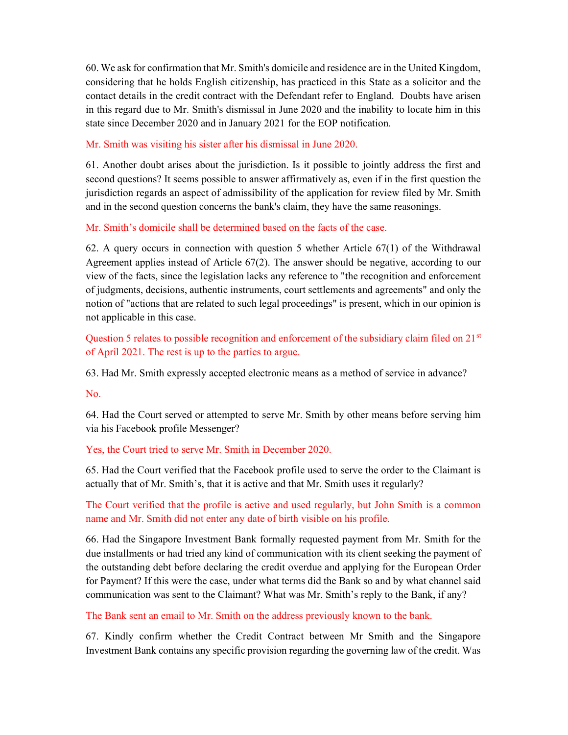60. We ask for confirmation that Mr. Smith's domicile and residence are in the United Kingdom, considering that he holds English citizenship, has practiced in this State as a solicitor and the contact details in the credit contract with the Defendant refer to England. Doubts have arisen in this regard due to Mr. Smith's dismissal in June 2020 and the inability to locate him in this state since December 2020 and in January 2021 for the EOP notification.

Mr. Smith was visiting his sister after his dismissal in June 2020.

61. Another doubt arises about the jurisdiction. Is it possible to jointly address the first and second questions? It seems possible to answer affirmatively as, even if in the first question the jurisdiction regards an aspect of admissibility of the application for review filed by Mr. Smith and in the second question concerns the bank's claim, they have the same reasonings.

Mr. Smith's domicile shall be determined based on the facts of the case.

62. A query occurs in connection with question 5 whether Article 67(1) of the Withdrawal Agreement applies instead of Article 67(2). The answer should be negative, according to our view of the facts, since the legislation lacks any reference to "the recognition and enforcement of judgments, decisions, authentic instruments, court settlements and agreements" and only the notion of "actions that are related to such legal proceedings" is present, which in our opinion is not applicable in this case.

Question 5 relates to possible recognition and enforcement of the subsidiary claim filed on 21st of April 2021. The rest is up to the parties to argue.

63. Had Mr. Smith expressly accepted electronic means as a method of service in advance?

No.

64. Had the Court served or attempted to serve Mr. Smith by other means before serving him via his Facebook profile Messenger?

Yes, the Court tried to serve Mr. Smith in December 2020.

65. Had the Court verified that the Facebook profile used to serve the order to the Claimant is actually that of Mr. Smith's, that it is active and that Mr. Smith uses it regularly?

The Court verified that the profile is active and used regularly, but John Smith is a common name and Mr. Smith did not enter any date of birth visible on his profile.

66. Had the Singapore Investment Bank formally requested payment from Mr. Smith for the due installments or had tried any kind of communication with its client seeking the payment of the outstanding debt before declaring the credit overdue and applying for the European Order for Payment? If this were the case, under what terms did the Bank so and by what channel said communication was sent to the Claimant? What was Mr. Smith's reply to the Bank, if any?

The Bank sent an email to Mr. Smith on the address previously known to the bank.

67. Kindly confirm whether the Credit Contract between Mr Smith and the Singapore Investment Bank contains any specific provision regarding the governing law of the credit. Was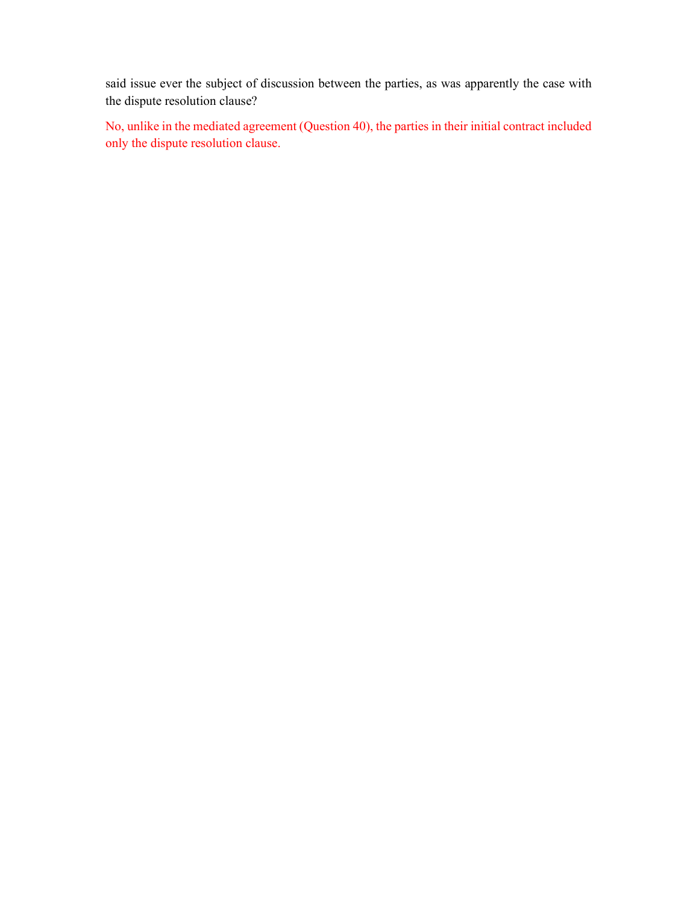said issue ever the subject of discussion between the parties, as was apparently the case with the dispute resolution clause?

No, unlike in the mediated agreement (Question 40), the parties in their initial contract included only the dispute resolution clause.